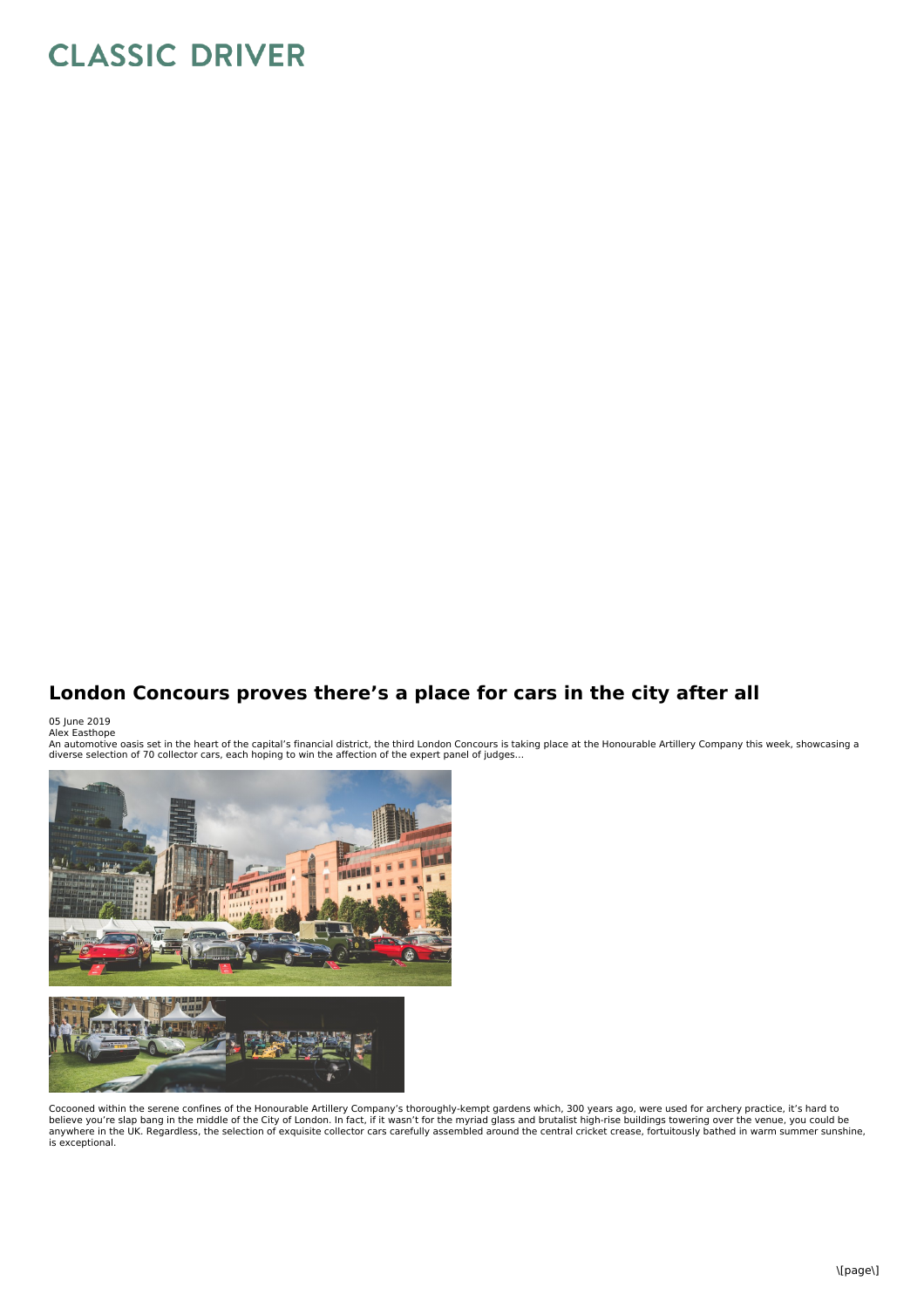# CLASSIC DRIVER

## London Concours proves there's a place for cars in the city after all

05 June 2019
Alex Easthope

An automotive oasis set in the heart of the capital's financial district, the third London Concours is taking place at the Honourable Artillery Company this week, showcasing a diverse selection of 70 collector cars, each hoping to win the affection of the expert panel of judges...

Cocooned within the serene confines of the Honourable Artillery Company's thoroughly-kempt gardens which, 300 years ago, were used for archery practice, it's hard to believe you're slap bang in the middle of the City of London. In fact, if it wasn't for the myriad glass and brutalist high-rise buildings towering over the venue, you could be anywhere in the UK. Regardless, the selection of exquisite collector cars carefully assembled around the central cricket crease, fortuitously bathed in warm summer sunshine, is exceptional.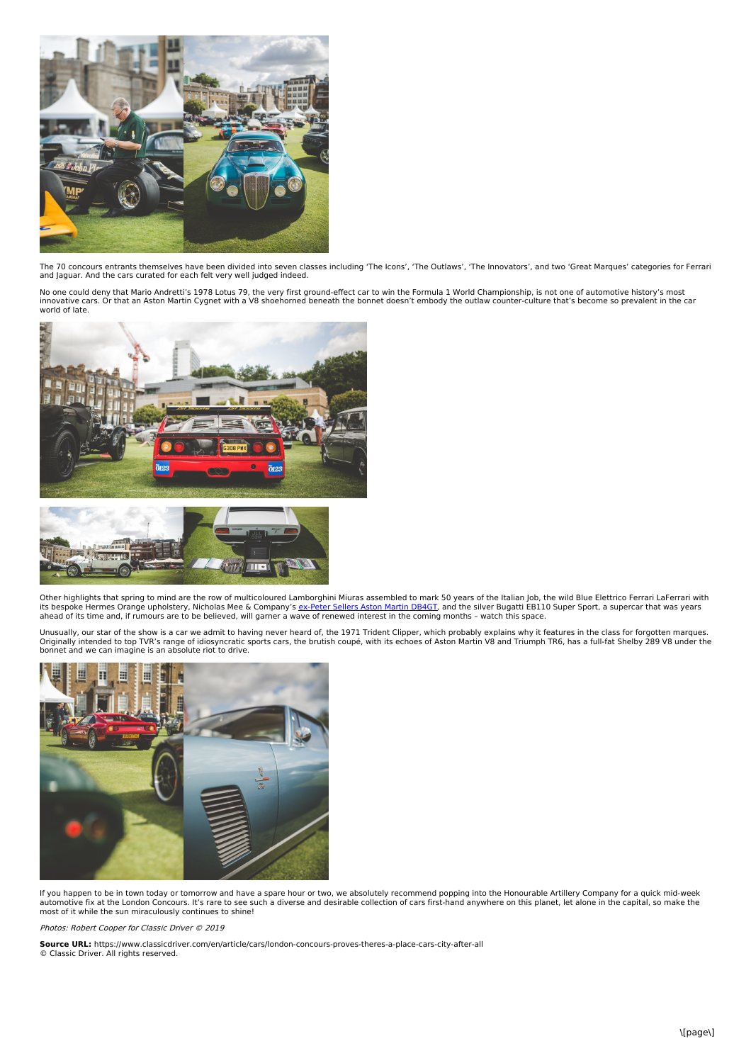The 70 concours entrants themselves have been divided into seven classes including 'The Icons', 'The Outlaws', 'The Innovators', and two 'Great Marques' categories for Ferrari and Jaguar. And the cars curated for each felt very well judged indeed.

No one could deny that Mario Andretti's 1978 Lotus 79, the very first ground-effect car to win the Formula 1 World Championship, is not one of automotive history's most innovative cars. Or that an Aston Martin Cygnet with a V8 shoehorned beneath the bonnet doesn't embody the outlaw counter-culture that's become so prevalent in the car world of late.

Other highlights that spring to mind are the row of multicoloured Lamborghini Miuras assembled to mark 50 years of the Italian Job, the wild Blue Elettrico Ferrari LaFerrari with its bespoke Hermes Orange upholstery, Nicholas Mee & Company's ex-Peter Sellers Aston Martin DB4GT, and the silver Bugatti EB110 Super Sport, a supercar that was years ahead of its time and, if rumours are to be believed, will garner a wave of renewed interest in the coming months – watch this space.

Unusually, our star of the show is a car we admit to having never heard of, the 1971 Trident Clipper, which probably explains why it features in the class for forgotten marques. Originally intended to top TVR's range of idiosyncratic sports cars, the brutish coupé, with its echoes of Aston Martin V8 and Triumph TR6, has a full-fat Shelby 289 V8 under the bonnet and we can imagine is an absolute riot to drive.

If you happen to be in town today or tomorrow and have a spare hour or two, we absolutely recommend popping into the Honourable Artillery Company for a quick mid-week automotive fix at the London Concours. It's rare to see such a diverse and desirable collection of cars first-hand anywhere on this planet, let alone in the capital, so make the most of it while the sun miraculously continues to shine!

*Photos: Robert Cooper for Classic Driver © 2019*

**Source URL:** https://www.classicdriver.com/en/article/cars/london-concours-proves-theres-a-place-cars-city-after-all
© Classic Driver. All rights reserved.